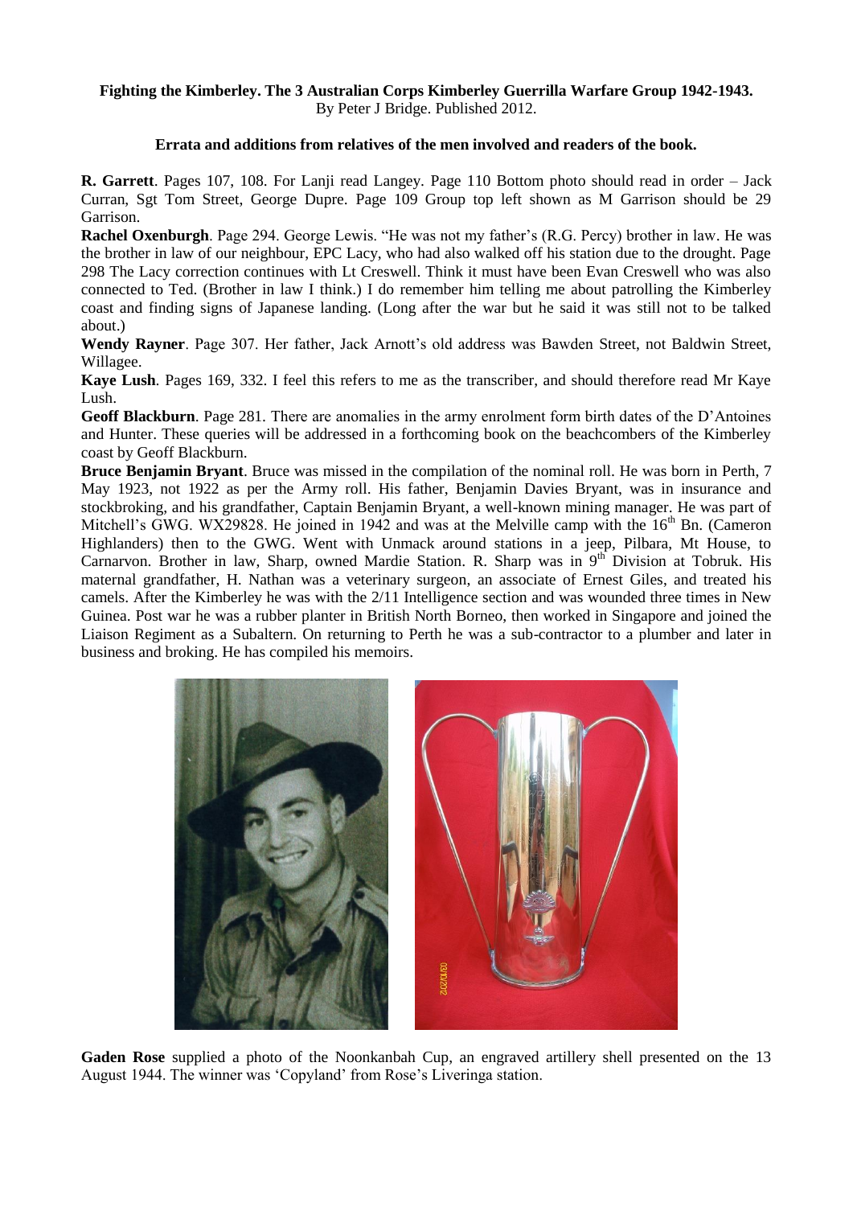**Fighting the Kimberley. The 3 Australian Corps Kimberley Guerrilla Warfare Group 1942-1943.**
By Peter J Bridge. Published 2012.

**Errata and additions from relatives of the men involved and readers of the book.**

**R. Garrett**. Pages 107, 108. For Lanji read Langey. Page 110 Bottom photo should read in order – Jack Curran, Sgt Tom Street, George Dupre. Page 109 Group top left shown as M Garrison should be 29 Garrison.

**Rachel Oxenburgh**. Page 294. George Lewis. "He was not my father's (R.G. Percy) brother in law. He was the brother in law of our neighbour, EPC Lacy, who had also walked off his station due to the drought. Page 298 The Lacy correction continues with Lt Creswell. Think it must have been Evan Creswell who was also connected to Ted. (Brother in law I think.) I do remember him telling me about patrolling the Kimberley coast and finding signs of Japanese landing. (Long after the war but he said it was still not to be talked about.)

**Wendy Rayner**. Page 307. Her father, Jack Arnott's old address was Bawden Street, not Baldwin Street, Willagee.

**Kaye Lush**. Pages 169, 332. I feel this refers to me as the transcriber, and should therefore read Mr Kaye Lush.

**Geoff Blackburn**. Page 281. There are anomalies in the army enrolment form birth dates of the D'Antoines and Hunter. These queries will be addressed in a forthcoming book on the beachcombers of the Kimberley coast by Geoff Blackburn.

**Bruce Benjamin Bryant**. Bruce was missed in the compilation of the nominal roll. He was born in Perth, 7 May 1923, not 1922 as per the Army roll. His father, Benjamin Davies Bryant, was in insurance and stockbroking, and his grandfather, Captain Benjamin Bryant, a well-known mining manager. He was part of Mitchell's GWG. WX29828. He joined in 1942 and was at the Melville camp with the 16th Bn. (Cameron Highlanders) then to the GWG. Went with Unmack around stations in a jeep, Pilbara, Mt House, to Carnarvon. Brother in law, Sharp, owned Mardie Station. R. Sharp was in 9th Division at Tobruk. His maternal grandfather, H. Nathan was a veterinary surgeon, an associate of Ernest Giles, and treated his camels. After the Kimberley he was with the 2/11 Intelligence section and was wounded three times in New Guinea. Post war he was a rubber planter in British North Borneo, then worked in Singapore and joined the Liaison Regiment as a Subaltern. On returning to Perth he was a sub-contractor to a plumber and later in business and broking. He has compiled his memoirs.

**Gaden Rose** supplied a photo of the Noonkanbah Cup, an engraved artillery shell presented on the 13 August 1944. The winner was 'Copyland' from Rose's Liveringa station.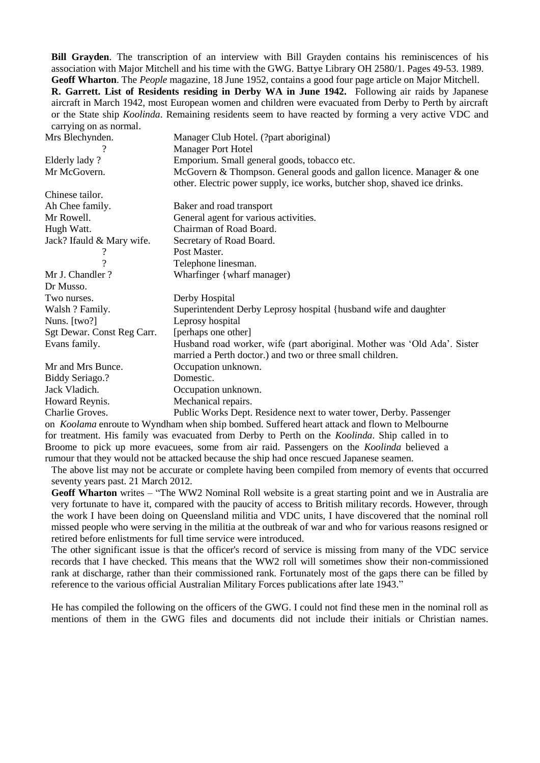**Bill Grayden**. The transcription of an interview with Bill Grayden contains his reminiscences of his association with Major Mitchell and his time with the GWG. Battye Library OH 2580/1. Pages 49-53. 1989.

**Geoff Wharton**. The *People* magazine, 18 June 1952, contains a good four page article on Major Mitchell.

**R. Garrett. List of Residents residing in Derby WA in June 1942.** Following air raids by Japanese aircraft in March 1942, most European women and children were evacuated from Derby to Perth by aircraft or the State ship *Koolinda*. Remaining residents seem to have reacted by forming a very active VDC and carrying on as normal.

| | |
|---|---|
| Mrs Blechynden. | Manager Club Hotel. (?part aboriginal) |
| ? | Manager Port Hotel |
| Elderly lady ? | Emporium. Small general goods, tobacco etc. |
| Mr McGovern. | McGovern & Thompson. General goods and gallon licence. Manager & one other. Electric power supply, ice works, butcher shop, shaved ice drinks. |
| Chinese tailor. | |
| Ah Chee family. | Baker and road transport |
| Mr Rowell. | General agent for various activities. |
| Hugh Watt. | Chairman of Road Board. |
| Jack? Ifauld & Mary wife. | Secretary of Road Board. |
| ? | Post Master. |
| ? | Telephone linesman. |
| Mr J. Chandler ? | Wharfinger {wharf manager) |
| Dr Musso. | |
| Two nurses. | Derby Hospital |
| Walsh ? Family. | Superintendent Derby Leprosy hospital {husband wife and daughter |
| Nuns. [two?] | Leprosy hospital |
| Sgt Dewar. Const Reg Carr. | [perhaps one other] |
| Evans family. | Husband road worker, wife (part aboriginal. Mother was 'Old Ada'. Sister married a Perth doctor.) and two or three small children. |
| Mr and Mrs Bunce. | Occupation unknown. |
| Biddy Seriago.? | Domestic. |
| Jack Vladich. | Occupation unknown. |
| Howard Reynis. | Mechanical repairs. |
| Charlie Groves. | Public Works Dept. Residence next to water tower, Derby. Passenger |

on *Koolama* enroute to Wyndham when ship bombed. Suffered heart attack and flown to Melbourne for treatment. His family was evacuated from Derby to Perth on the *Koolinda*. Ship called in to Broome to pick up more evacuees, some from air raid. Passengers on the *Koolinda* believed a rumour that they would not be attacked because the ship had once rescued Japanese seamen.

The above list may not be accurate or complete having been compiled from memory of events that occurred seventy years past. 21 March 2012.

**Geoff Wharton** writes – "The WW2 Nominal Roll website is a great starting point and we in Australia are very fortunate to have it, compared with the paucity of access to British military records. However, through the work I have been doing on Queensland militia and VDC units, I have discovered that the nominal roll missed people who were serving in the militia at the outbreak of war and who for various reasons resigned or retired before enlistments for full time service were introduced.

The other significant issue is that the officer's record of service is missing from many of the VDC service records that I have checked. This means that the WW2 roll will sometimes show their non-commissioned rank at discharge, rather than their commissioned rank. Fortunately most of the gaps there can be filled by reference to the various official Australian Military Forces publications after late 1943."

He has compiled the following on the officers of the GWG. I could not find these men in the nominal roll as mentions of them in the GWG files and documents did not include their initials or Christian names.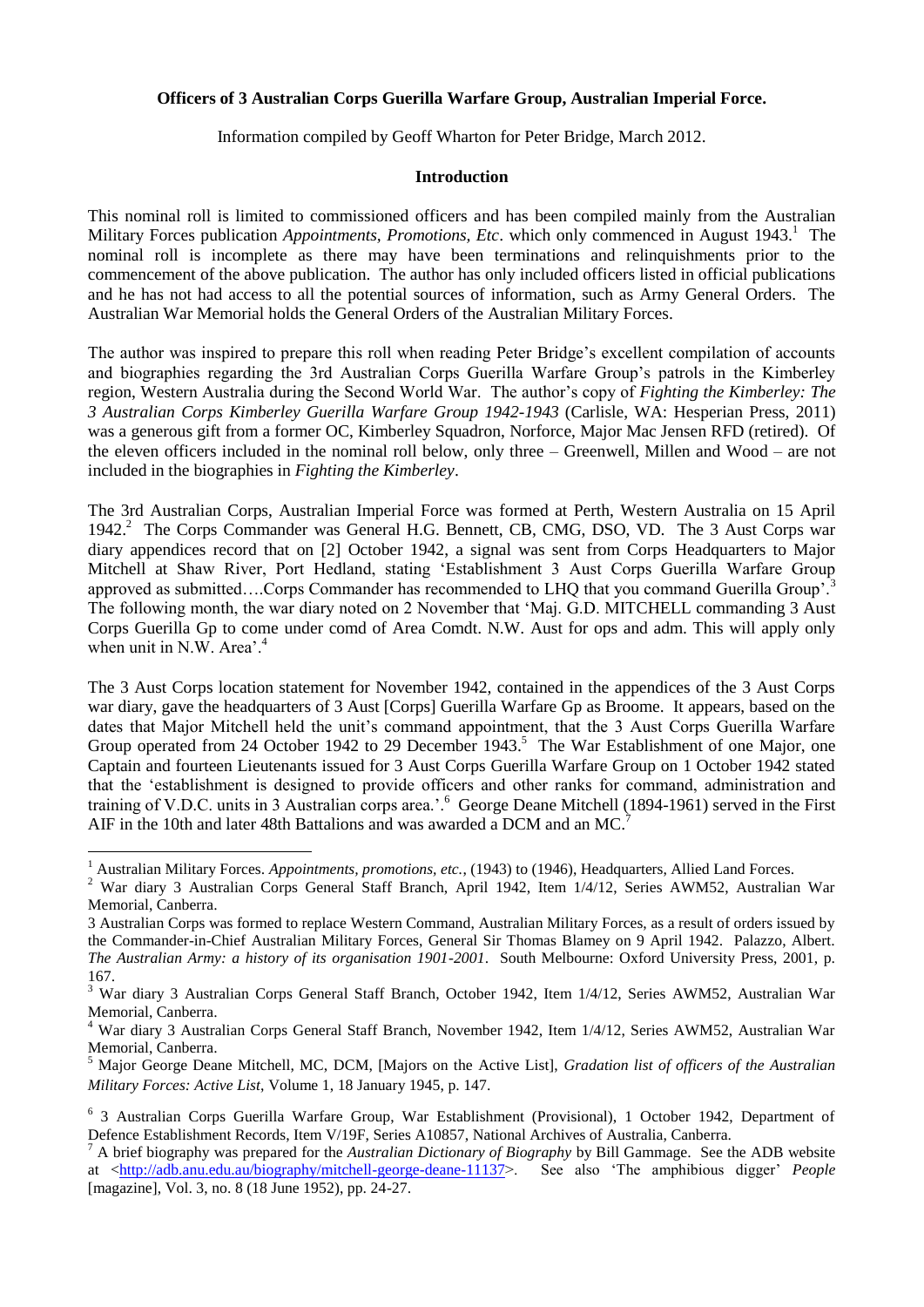**Officers of 3 Australian Corps Guerilla Warfare Group, Australian Imperial Force.**

Information compiled by Geoff Wharton for Peter Bridge, March 2012.

**Introduction**

This nominal roll is limited to commissioned officers and has been compiled mainly from the Australian Military Forces publication *Appointments, Promotions, Etc*. which only commenced in August 1943.[1] The nominal roll is incomplete as there may have been terminations and relinquishments prior to the commencement of the above publication. The author has only included officers listed in official publications and he has not had access to all the potential sources of information, such as Army General Orders. The Australian War Memorial holds the General Orders of the Australian Military Forces.

The author was inspired to prepare this roll when reading Peter Bridge's excellent compilation of accounts and biographies regarding the 3rd Australian Corps Guerilla Warfare Group's patrols in the Kimberley region, Western Australia during the Second World War. The author's copy of *Fighting the Kimberley: The 3 Australian Corps Kimberley Guerilla Warfare Group 1942-1943* (Carlisle, WA: Hesperian Press, 2011) was a generous gift from a former OC, Kimberley Squadron, Norforce, Major Mac Jensen RFD (retired). Of the eleven officers included in the nominal roll below, only three – Greenwell, Millen and Wood – are not included in the biographies in *Fighting the Kimberley*.

The 3rd Australian Corps, Australian Imperial Force was formed at Perth, Western Australia on 15 April 1942.[2] The Corps Commander was General H.G. Bennett, CB, CMG, DSO, VD. The 3 Aust Corps war diary appendices record that on [2] October 1942, a signal was sent from Corps Headquarters to Major Mitchell at Shaw River, Port Hedland, stating 'Establishment 3 Aust Corps Guerilla Warfare Group approved as submitted….Corps Commander has recommended to LHQ that you command Guerilla Group'.[3] The following month, the war diary noted on 2 November that 'Maj. G.D. MITCHELL commanding 3 Aust Corps Guerilla Gp to come under comd of Area Comdt. N.W. Aust for ops and adm. This will apply only when unit in N.W. Area'.[4]

The 3 Aust Corps location statement for November 1942, contained in the appendices of the 3 Aust Corps war diary, gave the headquarters of 3 Aust [Corps] Guerilla Warfare Gp as Broome. It appears, based on the dates that Major Mitchell held the unit's command appointment, that the 3 Aust Corps Guerilla Warfare Group operated from 24 October 1942 to 29 December 1943.[5] The War Establishment of one Major, one Captain and fourteen Lieutenants issued for 3 Aust Corps Guerilla Warfare Group on 1 October 1942 stated that the 'establishment is designed to provide officers and other ranks for command, administration and training of V.D.C. units in 3 Australian corps area.'.[6] George Deane Mitchell (1894-1961) served in the First AIF in the 10th and later 48th Battalions and was awarded a DCM and an MC.[7]

---

[1] Australian Military Forces. *Appointments, promotions, etc.,* (1943) to (1946), Headquarters, Allied Land Forces.

[2] War diary 3 Australian Corps General Staff Branch, April 1942, Item 1/4/12, Series AWM52, Australian War Memorial, Canberra.

3 Australian Corps was formed to replace Western Command, Australian Military Forces, as a result of orders issued by the Commander-in-Chief Australian Military Forces, General Sir Thomas Blamey on 9 April 1942. Palazzo, Albert. *The Australian Army: a history of its organisation 1901-2001*. South Melbourne: Oxford University Press, 2001, p. 167.

[3] War diary 3 Australian Corps General Staff Branch, October 1942, Item 1/4/12, Series AWM52, Australian War Memorial, Canberra.

[4] War diary 3 Australian Corps General Staff Branch, November 1942, Item 1/4/12, Series AWM52, Australian War Memorial, Canberra.

[5] Major George Deane Mitchell, MC, DCM, [Majors on the Active List], *Gradation list of officers of the Australian Military Forces: Active List*, Volume 1, 18 January 1945, p. 147.

[6] 3 Australian Corps Guerilla Warfare Group, War Establishment (Provisional), 1 October 1942, Department of Defence Establishment Records, Item V/19F, Series A10857, National Archives of Australia, Canberra.

[7] A brief biography was prepared for the *Australian Dictionary of Biography* by Bill Gammage. See the ADB website at <http://adb.anu.edu.au/biography/mitchell-george-deane-11137>. See also 'The amphibious digger' *People* [magazine], Vol. 3, no. 8 (18 June 1952), pp. 24-27.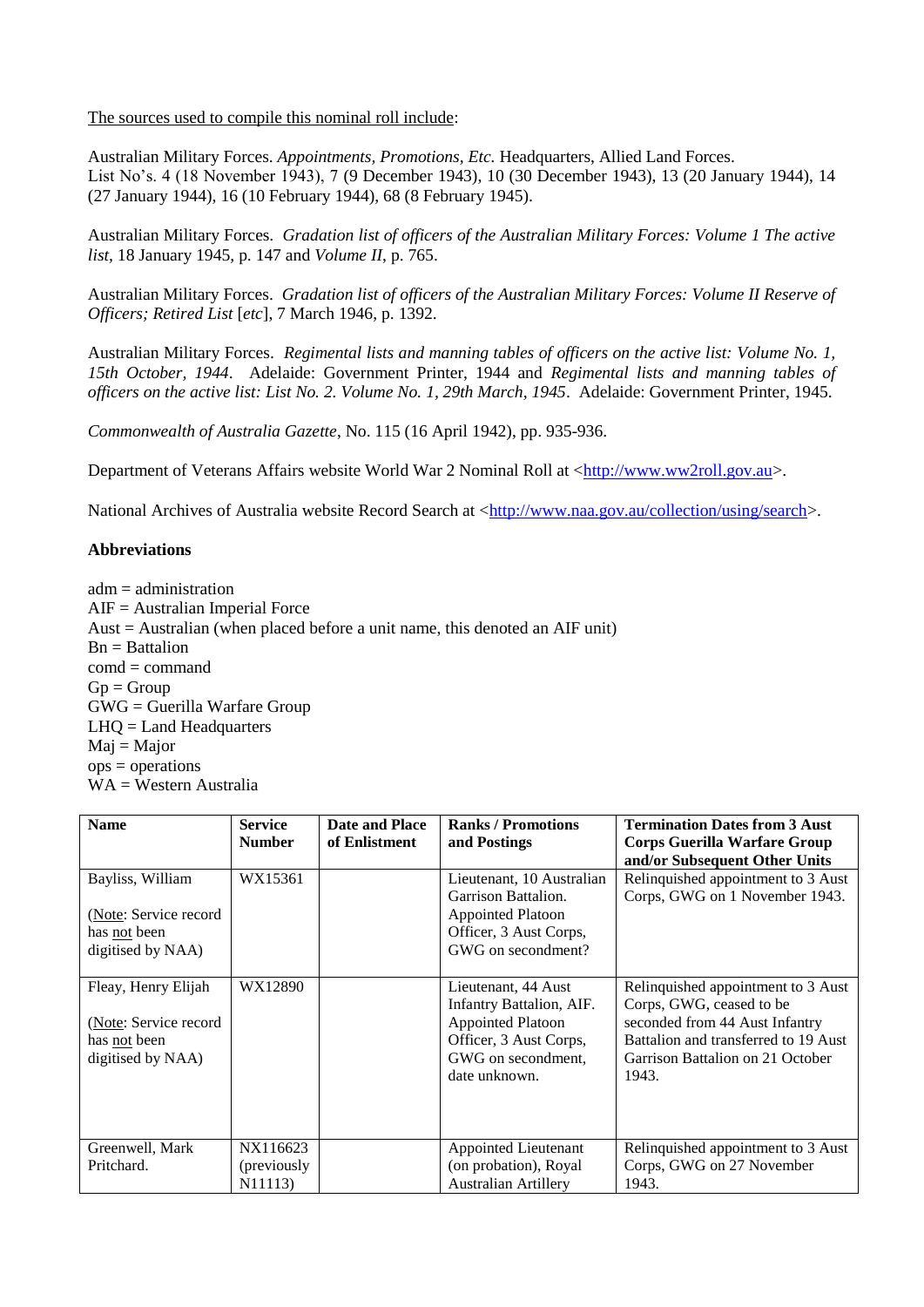The sources used to compile this nominal roll include:

Australian Military Forces. *Appointments, Promotions, Etc.* Headquarters, Allied Land Forces. List No's. 4 (18 November 1943), 7 (9 December 1943), 10 (30 December 1943), 13 (20 January 1944), 14 (27 January 1944), 16 (10 February 1944), 68 (8 February 1945).

Australian Military Forces. *Gradation list of officers of the Australian Military Forces: Volume 1 The active list,* 18 January 1945, p. 147 and *Volume II*, p. 765.

Australian Military Forces. *Gradation list of officers of the Australian Military Forces: Volume II Reserve of Officers; Retired List* [*etc*], 7 March 1946, p. 1392.

Australian Military Forces. *Regimental lists and manning tables of officers on the active list: Volume No. 1, 15th October, 1944*. Adelaide: Government Printer, 1944 and *Regimental lists and manning tables of officers on the active list: List No. 2. Volume No. 1, 29th March, 1945*. Adelaide: Government Printer, 1945.

*Commonwealth of Australia Gazette*, No. 115 (16 April 1942), pp. 935-936.

Department of Veterans Affairs website World War 2 Nominal Roll at <http://www.ww2roll.gov.au>.

National Archives of Australia website Record Search at <http://www.naa.gov.au/collection/using/search>.

**Abbreviations**

adm = administration
AIF = Australian Imperial Force
Aust = Australian (when placed before a unit name, this denoted an AIF unit)
Bn = Battalion
comd = command
Gp = Group
GWG = Guerilla Warfare Group
LHQ = Land Headquarters
Maj = Major
ops = operations
WA = Western Australia

| Name | Service Number | Date and Place of Enlistment | Ranks / Promotions and Postings | Termination Dates from 3 Aust Corps Guerilla Warfare Group and/or Subsequent Other Units |
|---|---|---|---|---|
| Bayliss, William<br><br>(Note: Service record has not been digitised by NAA) | WX15361 | | Lieutenant, 10 Australian Garrison Battalion. Appointed Platoon Officer, 3 Aust Corps, GWG on secondment? | Relinquished appointment to 3 Aust Corps, GWG on 1 November 1943. |
| Fleay, Henry Elijah<br><br>(Note: Service record has not been digitised by NAA) | WX12890 | | Lieutenant, 44 Aust Infantry Battalion, AIF. Appointed Platoon Officer, 3 Aust Corps, GWG on secondment, date unknown. | Relinquished appointment to 3 Aust Corps, GWG, ceased to be seconded from 44 Aust Infantry Battalion and transferred to 19 Aust Garrison Battalion on 21 October 1943. |
| Greenwell, Mark Pritchard. | NX116623 (previously N11113) | | Appointed Lieutenant (on probation), Royal Australian Artillery | Relinquished appointment to 3 Aust Corps, GWG on 27 November 1943. |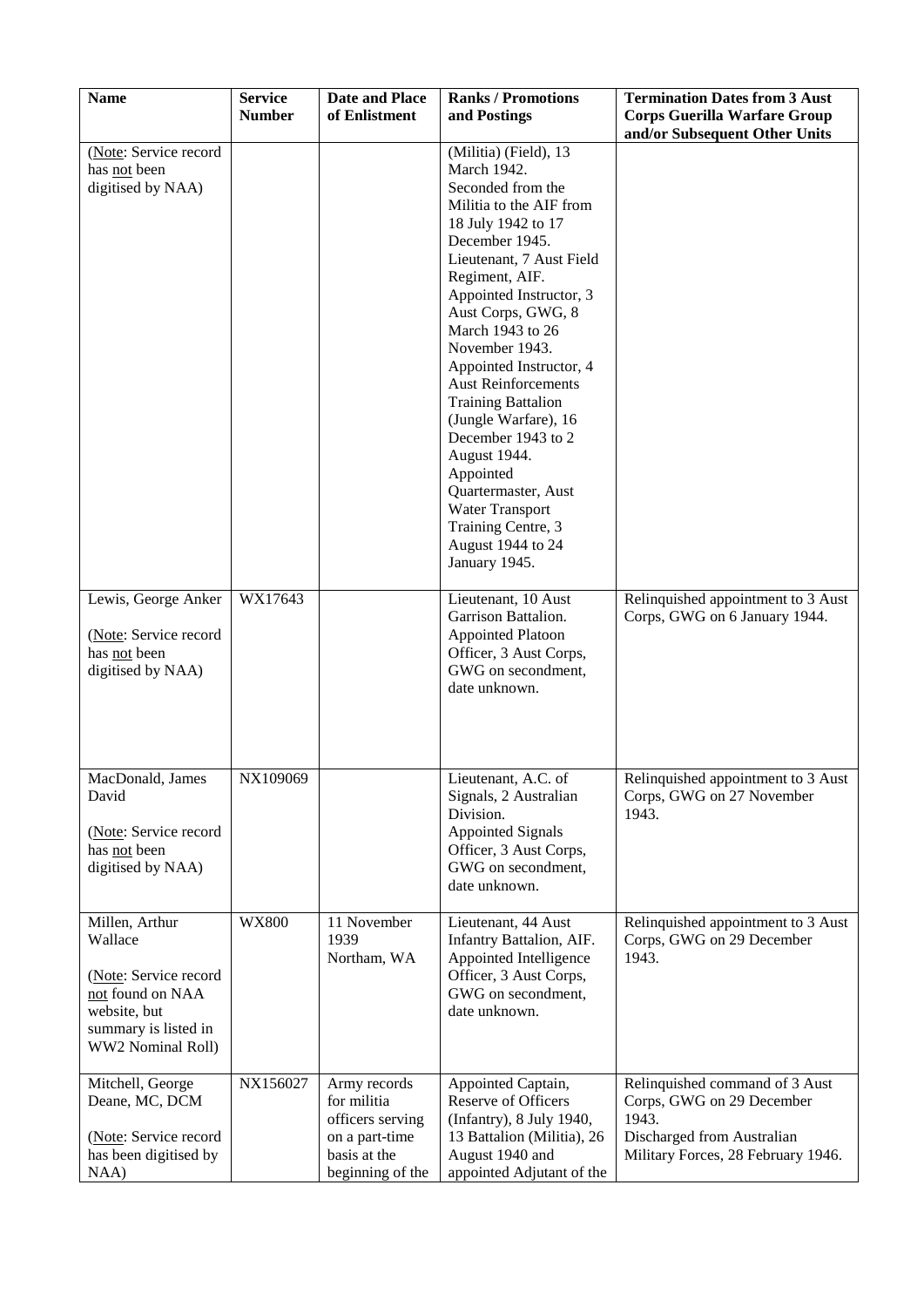| Name | Service Number | Date and Place of Enlistment | Ranks / Promotions and Postings | Termination Dates from 3 Aust Corps Guerilla Warfare Group and/or Subsequent Other Units |
|---|---|---|---|---|
| (Note: Service record has not been digitised by NAA) | | | (Militia) (Field), 13 March 1942. Seconded from the Militia to the AIF from 18 July 1942 to 17 December 1945. Lieutenant, 7 Aust Field Regiment, AIF. Appointed Instructor, 3 Aust Corps, GWG, 8 March 1943 to 26 November 1943. Appointed Instructor, 4 Aust Reinforcements Training Battalion (Jungle Warfare), 16 December 1943 to 2 August 1944. Appointed Quartermaster, Aust Water Transport Training Centre, 3 August 1944 to 24 January 1945. | |
| Lewis, George Anker (Note: Service record has not been digitised by NAA) | WX17643 | | Lieutenant, 10 Aust Garrison Battalion. Appointed Platoon Officer, 3 Aust Corps, GWG on secondment, date unknown. | Relinquished appointment to 3 Aust Corps, GWG on 6 January 1944. |
| MacDonald, James David (Note: Service record has not been digitised by NAA) | NX109069 | | Lieutenant, A.C. of Signals, 2 Australian Division. Appointed Signals Officer, 3 Aust Corps, GWG on secondment, date unknown. | Relinquished appointment to 3 Aust Corps, GWG on 27 November 1943. |
| Millen, Arthur Wallace (Note: Service record not found on NAA website, but summary is listed in WW2 Nominal Roll) | WX800 | 11 November 1939 Northam, WA | Lieutenant, 44 Aust Infantry Battalion, AIF. Appointed Intelligence Officer, 3 Aust Corps, GWG on secondment, date unknown. | Relinquished appointment to 3 Aust Corps, GWG on 29 December 1943. |
| Mitchell, George Deane, MC, DCM (Note: Service record has been digitised by NAA) | NX156027 | Army records for militia officers serving on a part-time basis at the beginning of the | Appointed Captain, Reserve of Officers (Infantry), 8 July 1940, 13 Battalion (Militia), 26 August 1940 and appointed Adjutant of the | Relinquished command of 3 Aust Corps, GWG on 29 December 1943. Discharged from Australian Military Forces, 28 February 1946. |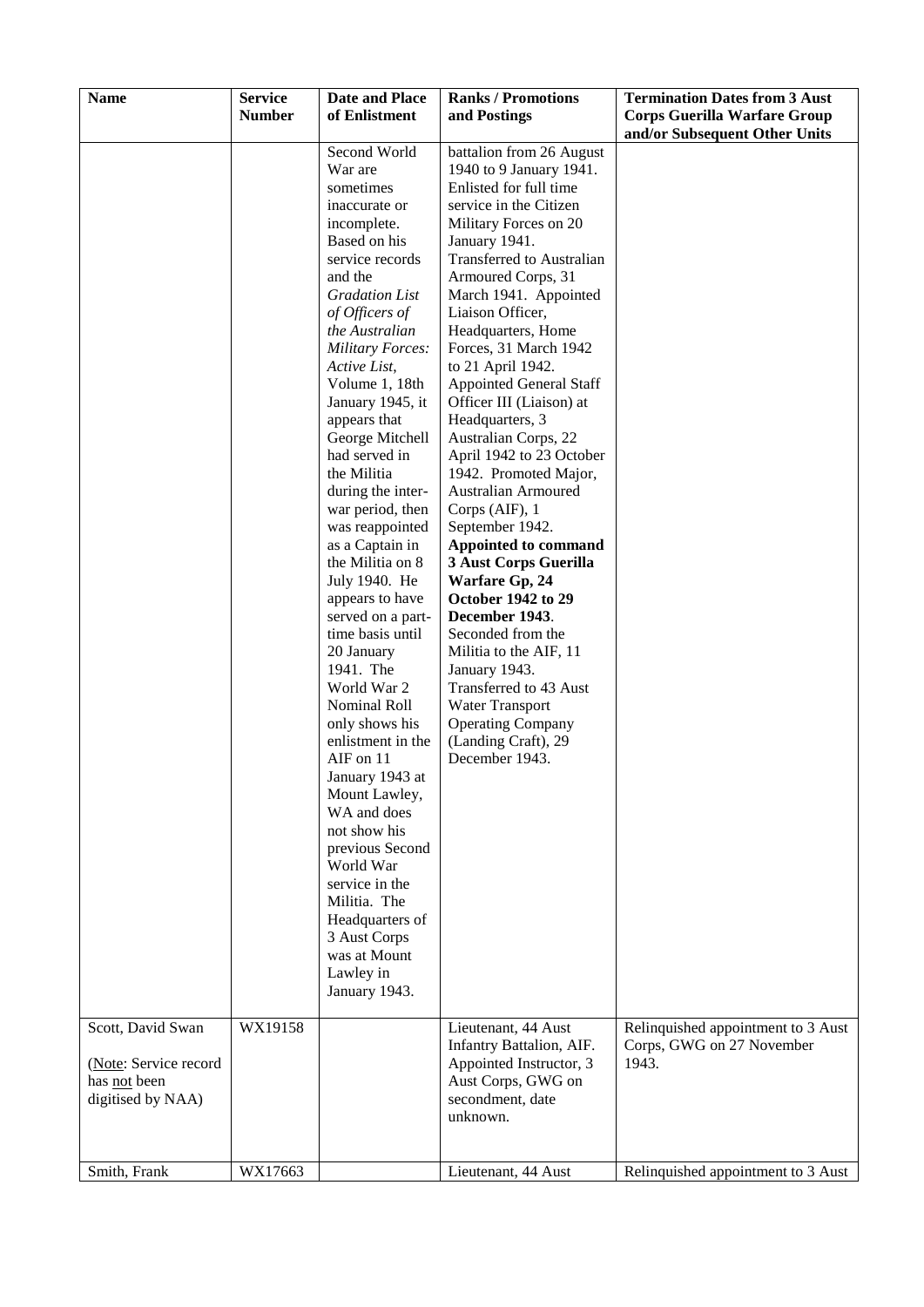| Name | Service Number | Date and Place of Enlistment | Ranks / Promotions and Postings | Termination Dates from 3 Aust Corps Guerilla Warfare Group and/or Subsequent Other Units |
|---|---|---|---|---|
| | | Second World War are sometimes inaccurate or incomplete. Based on his service records and the *Gradation List of Officers of the Australian Military Forces: Active List*, Volume 1, 18th January 1945, it appears that George Mitchell had served in the Militia during the inter-war period, then was reappointed as a Captain in the Militia on 8 July 1940. He appears to have served on a part-time basis until 20 January 1941. The World War 2 Nominal Roll only shows his enlistment in the AIF on 11 January 1943 at Mount Lawley, WA and does not show his previous Second World War service in the Militia. The Headquarters of 3 Aust Corps was at Mount Lawley in January 1943. | battalion from 26 August 1940 to 9 January 1941. Enlisted for full time service in the Citizen Military Forces on 20 January 1941. Transferred to Australian Armoured Corps, 31 March 1941. Appointed Liaison Officer, Headquarters, Home Forces, 31 March 1942 to 21 April 1942. Appointed General Staff Officer III (Liaison) at Headquarters, 3 Australian Corps, 22 April 1942 to 23 October 1942. Promoted Major, Australian Armoured Corps (AIF), 1 September 1942. **Appointed to command 3 Aust Corps Guerilla Warfare Gp, 24 October 1942 to 29 December 1943**. Seconded from the Militia to the AIF, 11 January 1943. Transferred to 43 Aust Water Transport Operating Company (Landing Craft), 29 December 1943. | |
| Scott, David Swan<br><br>(Note: Service record has not been digitised by NAA) | WX19158 | | Lieutenant, 44 Aust Infantry Battalion, AIF. Appointed Instructor, 3 Aust Corps, GWG on secondment, date unknown. | Relinquished appointment to 3 Aust Corps, GWG on 27 November 1943. |
| Smith, Frank | WX17663 | | Lieutenant, 44 Aust | Relinquished appointment to 3 Aust |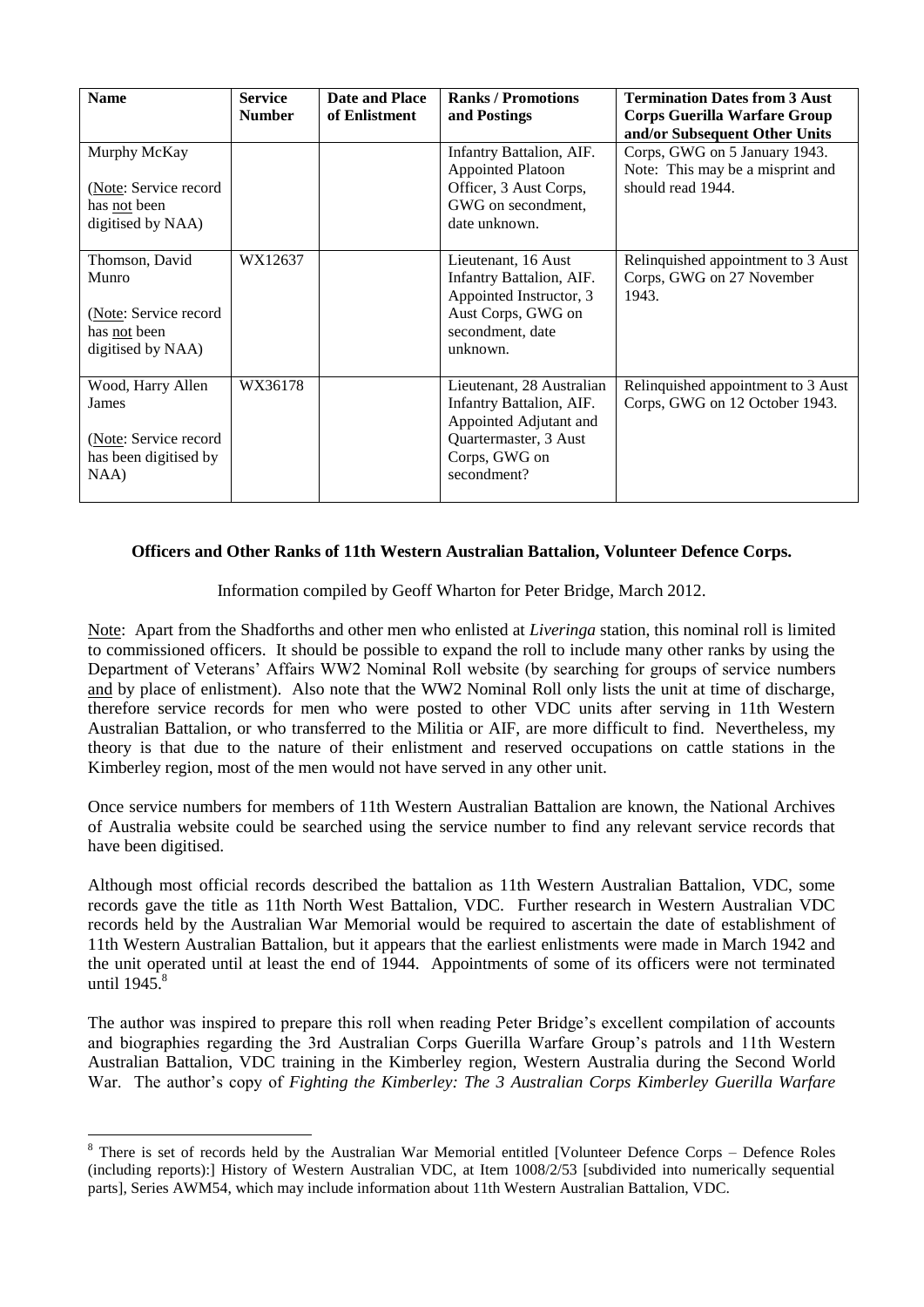| Name | Service Number | Date and Place of Enlistment | Ranks / Promotions and Postings | Termination Dates from 3 Aust Corps Guerilla Warfare Group and/or Subsequent Other Units |
|---|---|---|---|---|
| Murphy McKay<br><br>(Note: Service record has not been digitised by NAA) | | | Infantry Battalion, AIF. Appointed Platoon Officer, 3 Aust Corps, GWG on secondment, date unknown. | Corps, GWG on 5 January 1943. Note: This may be a misprint and should read 1944. |
| Thomson, David Munro<br><br>(Note: Service record has not been digitised by NAA) | WX12637 | | Lieutenant, 16 Aust Infantry Battalion, AIF. Appointed Instructor, 3 Aust Corps, GWG on secondment, date unknown. | Relinquished appointment to 3 Aust Corps, GWG on 27 November 1943. |
| Wood, Harry Allen James<br><br>(Note: Service record has been digitised by NAA) | WX36178 | | Lieutenant, 28 Australian Infantry Battalion, AIF. Appointed Adjutant and Quartermaster, 3 Aust Corps, GWG on secondment? | Relinquished appointment to 3 Aust Corps, GWG on 12 October 1943. |

**Officers and Other Ranks of 11th Western Australian Battalion, Volunteer Defence Corps.**

Information compiled by Geoff Wharton for Peter Bridge, March 2012.

Note: Apart from the Shadforths and other men who enlisted at *Liveringa* station, this nominal roll is limited to commissioned officers. It should be possible to expand the roll to include many other ranks by using the Department of Veterans' Affairs WW2 Nominal Roll website (by searching for groups of service numbers and by place of enlistment). Also note that the WW2 Nominal Roll only lists the unit at time of discharge, therefore service records for men who were posted to other VDC units after serving in 11th Western Australian Battalion, or who transferred to the Militia or AIF, are more difficult to find. Nevertheless, my theory is that due to the nature of their enlistment and reserved occupations on cattle stations in the Kimberley region, most of the men would not have served in any other unit.

Once service numbers for members of 11th Western Australian Battalion are known, the National Archives of Australia website could be searched using the service number to find any relevant service records that have been digitised.

Although most official records described the battalion as 11th Western Australian Battalion, VDC, some records gave the title as 11th North West Battalion, VDC. Further research in Western Australian VDC records held by the Australian War Memorial would be required to ascertain the date of establishment of 11th Western Australian Battalion, but it appears that the earliest enlistments were made in March 1942 and the unit operated until at least the end of 1944. Appointments of some of its officers were not terminated until 1945.[8]

The author was inspired to prepare this roll when reading Peter Bridge's excellent compilation of accounts and biographies regarding the 3rd Australian Corps Guerilla Warfare Group's patrols and 11th Western Australian Battalion, VDC training in the Kimberley region, Western Australia during the Second World War. The author's copy of *Fighting the Kimberley: The 3 Australian Corps Kimberley Guerilla Warfare*

[8] There is set of records held by the Australian War Memorial entitled [Volunteer Defence Corps – Defence Roles (including reports):] History of Western Australian VDC, at Item 1008/2/53 [subdivided into numerically sequential parts], Series AWM54, which may include information about 11th Western Australian Battalion, VDC.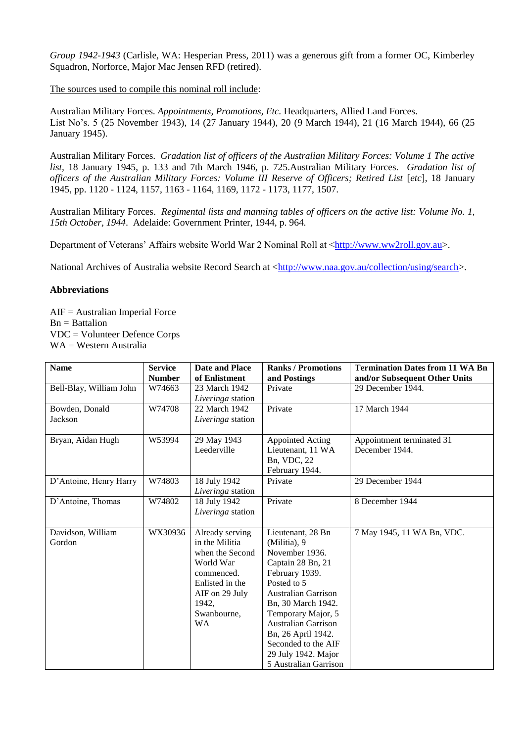*Group 1942-1943* (Carlisle, WA: Hesperian Press, 2011) was a generous gift from a former OC, Kimberley Squadron, Norforce, Major Mac Jensen RFD (retired).

The sources used to compile this nominal roll include:

Australian Military Forces. *Appointments, Promotions, Etc.* Headquarters, Allied Land Forces. List No's. 5 (25 November 1943), 14 (27 January 1944), 20 (9 March 1944), 21 (16 March 1944), 66 (25 January 1945).

Australian Military Forces. *Gradation list of officers of the Australian Military Forces: Volume 1 The active list*, 18 January 1945, p. 133 and 7th March 1946, p. 725.Australian Military Forces. *Gradation list of officers of the Australian Military Forces: Volume III Reserve of Officers; Retired List* [*etc*], 18 January 1945, pp. 1120 - 1124, 1157, 1163 - 1164, 1169, 1172 - 1173, 1177, 1507.

Australian Military Forces. *Regimental lists and manning tables of officers on the active list: Volume No. 1, 15th October, 1944*. Adelaide: Government Printer, 1944, p. 964.

Department of Veterans' Affairs website World War 2 Nominal Roll at <http://www.ww2roll.gov.au>.

National Archives of Australia website Record Search at <http://www.naa.gov.au/collection/using/search>.

**Abbreviations**

AIF = Australian Imperial Force
Bn = Battalion
VDC = Volunteer Defence Corps
WA = Western Australia

| Name | Service Number | Date and Place of Enlistment | Ranks / Promotions and Postings | Termination Dates from 11 WA Bn and/or Subsequent Other Units |
|---|---|---|---|---|
| Bell-Blay, William John | W74663 | 23 March 1942 *Liveringa* station | Private | 29 December 1944. |
| Bowden, Donald Jackson | W74708 | 22 March 1942 *Liveringa* station | Private | 17 March 1944 |
| Bryan, Aidan Hugh | W53994 | 29 May 1943 Leederville | Appointed Acting Lieutenant, 11 WA Bn, VDC, 22 February 1944. | Appointment terminated 31 December 1944. |
| D'Antoine, Henry Harry | W74803 | 18 July 1942 *Liveringa* station | Private | 29 December 1944 |
| D'Antoine, Thomas | W74802 | 18 July 1942 *Liveringa* station | Private | 8 December 1944 |
| Davidson, William Gordon | WX30936 | Already serving in the Militia when the Second World War commenced. Enlisted in the AIF on 29 July 1942, Swanbourne, WA | Lieutenant, 28 Bn (Militia), 9 November 1936. Captain 28 Bn, 21 February 1939. Posted to 5 Australian Garrison Bn, 30 March 1942. Temporary Major, 5 Australian Garrison Bn, 26 April 1942. Seconded to the AIF 29 July 1942. Major 5 Australian Garrison | 7 May 1945, 11 WA Bn, VDC. |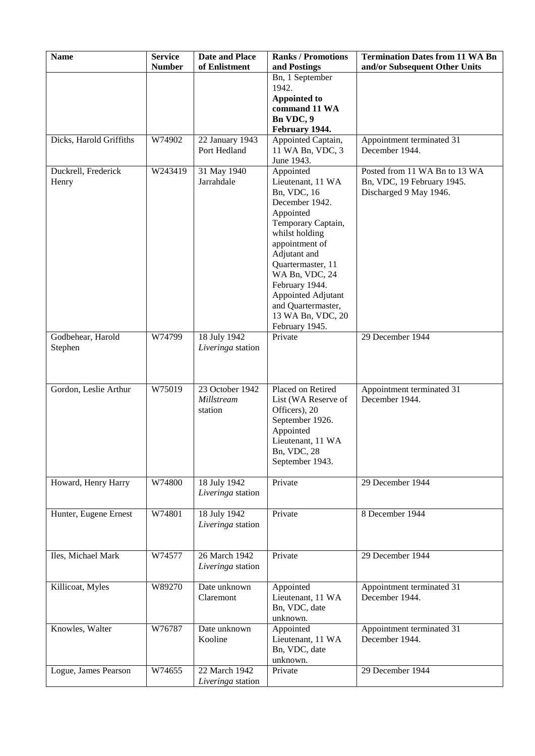| Name | Service Number | Date and Place of Enlistment | Ranks / Promotions and Postings | Termination Dates from 11 WA Bn and/or Subsequent Other Units |
|---|---|---|---|---|
| | | | Bn, 1 September 1942. **Appointed to command 11 WA Bn VDC, 9 February 1944.** | |
| Dicks, Harold Griffiths | W74902 | 22 January 1943 Port Hedland | Appointed Captain, 11 WA Bn, VDC, 3 June 1943. | Appointment terminated 31 December 1944. |
| Duckrell, Frederick Henry | W243419 | 31 May 1940 Jarrahdale | Appointed Lieutenant, 11 WA Bn, VDC, 16 December 1942. Appointed Temporary Captain, whilst holding appointment of Adjutant and Quartermaster, 11 WA Bn, VDC, 24 February 1944. Appointed Adjutant and Quartermaster, 13 WA Bn, VDC, 20 February 1945. | Posted from 11 WA Bn to 13 WA Bn, VDC, 19 February 1945. Discharged 9 May 1946. |
| Godbehear, Harold Stephen | W74799 | 18 July 1942 *Liveringa* station | Private | 29 December 1944 |
| Gordon, Leslie Arthur | W75019 | 23 October 1942 *Millstream* station | Placed on Retired List (WA Reserve of Officers), 20 September 1926. Appointed Lieutenant, 11 WA Bn, VDC, 28 September 1943. | Appointment terminated 31 December 1944. |
| Howard, Henry Harry | W74800 | 18 July 1942 *Liveringa* station | Private | 29 December 1944 |
| Hunter, Eugene Ernest | W74801 | 18 July 1942 *Liveringa* station | Private | 8 December 1944 |
| Iles, Michael Mark | W74577 | 26 March 1942 *Liveringa* station | Private | 29 December 1944 |
| Killicoat, Myles | W89270 | Date unknown Claremont | Appointed Lieutenant, 11 WA Bn, VDC, date unknown. | Appointment terminated 31 December 1944. |
| Knowles, Walter | W76787 | Date unknown Kooline | Appointed Lieutenant, 11 WA Bn, VDC, date unknown. | Appointment terminated 31 December 1944. |
| Logue, James Pearson | W74655 | 22 March 1942 *Liveringa* station | Private | 29 December 1944 |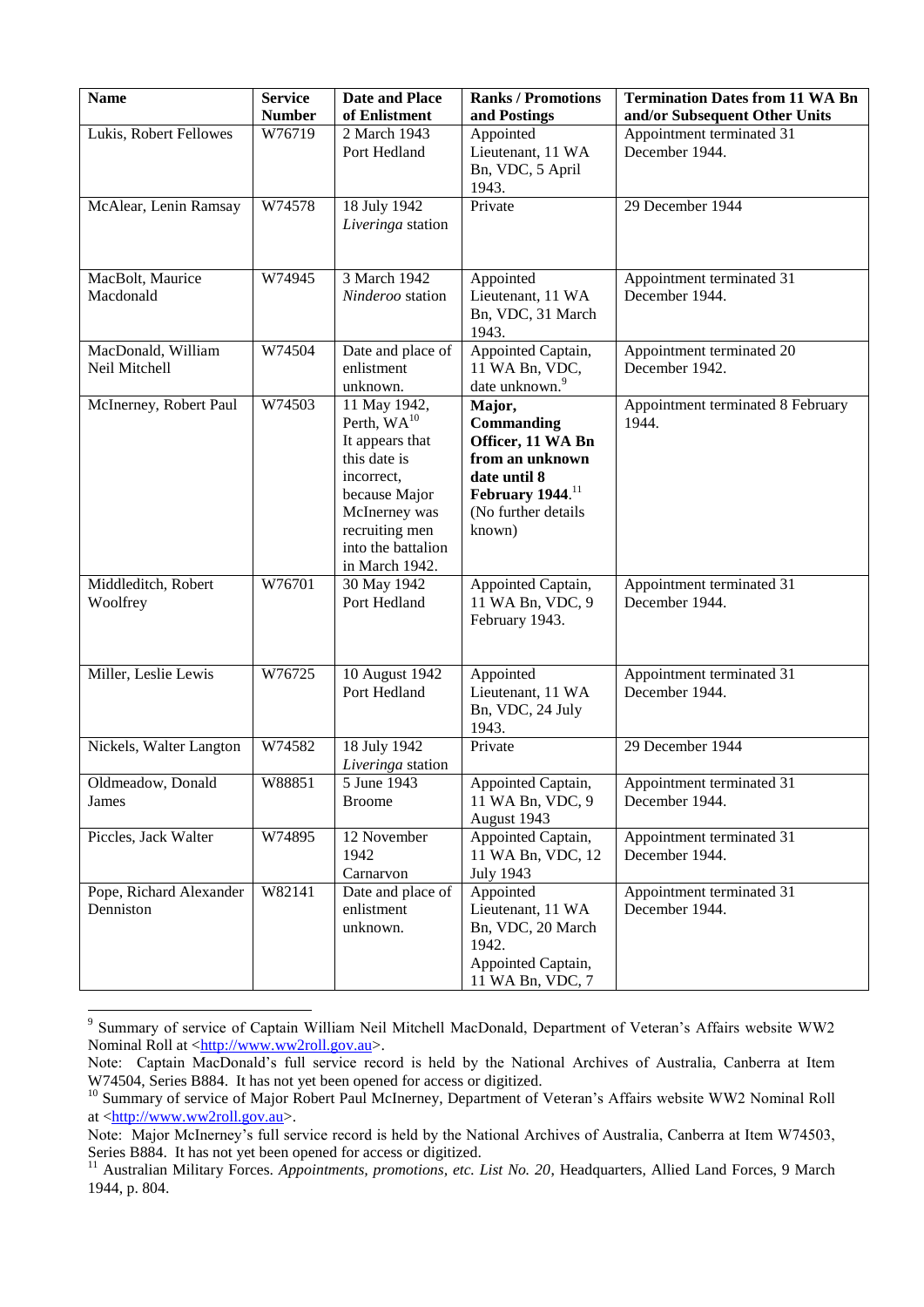| Name | Service Number | Date and Place of Enlistment | Ranks / Promotions and Postings | Termination Dates from 11 WA Bn and/or Subsequent Other Units |
|---|---|---|---|---|
| Lukis, Robert Fellowes | W76719 | 2 March 1943 Port Hedland | Appointed Lieutenant, 11 WA Bn, VDC, 5 April 1943. | Appointment terminated 31 December 1944. |
| McAlear, Lenin Ramsay | W74578 | 18 July 1942 *Liveringa* station | Private | 29 December 1944 |
| MacBolt, Maurice Macdonald | W74945 | 3 March 1942 *Ninderoo* station | Appointed Lieutenant, 11 WA Bn, VDC, 31 March 1943. | Appointment terminated 31 December 1944. |
| MacDonald, William Neil Mitchell | W74504 | Date and place of enlistment unknown. | Appointed Captain, 11 WA Bn, VDC, date unknown.[9] | Appointment terminated 20 December 1942. |
| McInerney, Robert Paul | W74503 | 11 May 1942, Perth, WA[10] It appears that this date is incorrect, because Major McInerney was recruiting men into the battalion in March 1942. | **Major, Commanding Officer, 11 WA Bn from an unknown date until 8 February 1944.**[11] (No further details known) | Appointment terminated 8 February 1944. |
| Middleditch, Robert Woolfrey | W76701 | 30 May 1942 Port Hedland | Appointed Captain, 11 WA Bn, VDC, 9 February 1943. | Appointment terminated 31 December 1944. |
| Miller, Leslie Lewis | W76725 | 10 August 1942 Port Hedland | Appointed Lieutenant, 11 WA Bn, VDC, 24 July 1943. | Appointment terminated 31 December 1944. |
| Nickels, Walter Langton | W74582 | 18 July 1942 *Liveringa* station | Private | 29 December 1944 |
| Oldmeadow, Donald James | W88851 | 5 June 1943 Broome | Appointed Captain, 11 WA Bn, VDC, 9 August 1943 | Appointment terminated 31 December 1944. |
| Piccles, Jack Walter | W74895 | 12 November 1942 Carnarvon | Appointed Captain, 11 WA Bn, VDC, 12 July 1943 | Appointment terminated 31 December 1944. |
| Pope, Richard Alexander Denniston | W82141 | Date and place of enlistment unknown. | Appointed Lieutenant, 11 WA Bn, VDC, 20 March 1942. Appointed Captain, 11 WA Bn, VDC, 7 | Appointment terminated 31 December 1944. |

[9] Summary of service of Captain William Neil Mitchell MacDonald, Department of Veteran's Affairs website WW2 Nominal Roll at <http://www.ww2roll.gov.au>.

Note: Captain MacDonald's full service record is held by the National Archives of Australia, Canberra at Item W74504, Series B884. It has not yet been opened for access or digitized.

[10] Summary of service of Major Robert Paul McInerney, Department of Veteran's Affairs website WW2 Nominal Roll at <http://www.ww2roll.gov.au>.

Note: Major McInerney's full service record is held by the National Archives of Australia, Canberra at Item W74503, Series B884. It has not yet been opened for access or digitized.

[11] Australian Military Forces. *Appointments, promotions, etc. List No. 20*, Headquarters, Allied Land Forces, 9 March 1944, p. 804.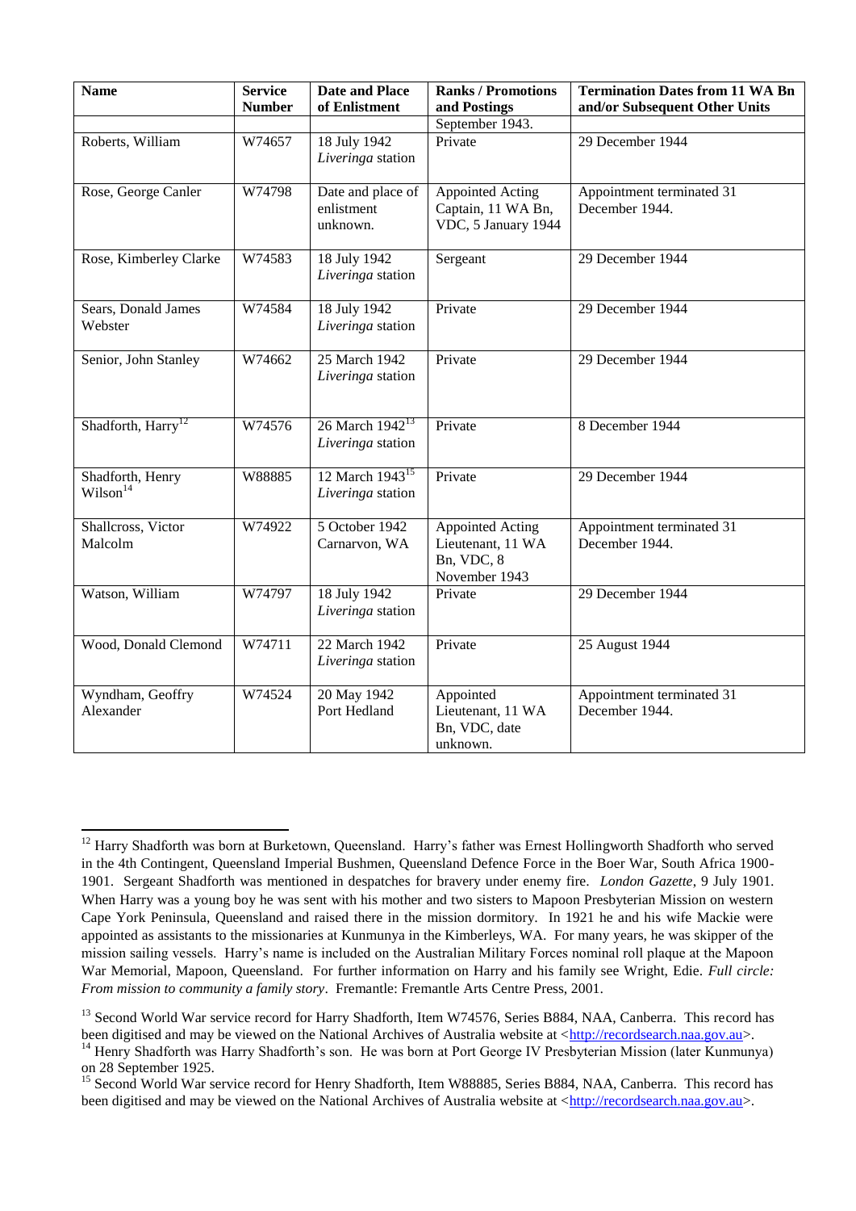| Name | Service Number | Date and Place of Enlistment | Ranks / Promotions and Postings | Termination Dates from 11 WA Bn and/or Subsequent Other Units |
|---|---|---|---|---|
| | | | September 1943. | |
| Roberts, William | W74657 | 18 July 1942 *Liveringa* station | Private | 29 December 1944 |
| Rose, George Canler | W74798 | Date and place of enlistment unknown. | Appointed Acting Captain, 11 WA Bn, VDC, 5 January 1944 | Appointment terminated 31 December 1944. |
| Rose, Kimberley Clarke | W74583 | 18 July 1942 *Liveringa* station | Sergeant | 29 December 1944 |
| Sears, Donald James Webster | W74584 | 18 July 1942 *Liveringa* station | Private | 29 December 1944 |
| Senior, John Stanley | W74662 | 25 March 1942 *Liveringa* station | Private | 29 December 1944 |
| Shadforth, Harry[12] | W74576 | 26 March 1942[13] *Liveringa* station | Private | 8 December 1944 |
| Shadforth, Henry Wilson[14] | W88885 | 12 March 1943[15] *Liveringa* station | Private | 29 December 1944 |
| Shallcross, Victor Malcolm | W74922 | 5 October 1942 Carnarvon, WA | Appointed Acting Lieutenant, 11 WA Bn, VDC, 8 November 1943 | Appointment terminated 31 December 1944. |
| Watson, William | W74797 | 18 July 1942 *Liveringa* station | Private | 29 December 1944 |
| Wood, Donald Clemond | W74711 | 22 March 1942 *Liveringa* station | Private | 25 August 1944 |
| Wyndham, Geoffry Alexander | W74524 | 20 May 1942 Port Hedland | Appointed Lieutenant, 11 WA Bn, VDC, date unknown. | Appointment terminated 31 December 1944. |

[12] Harry Shadforth was born at Burketown, Queensland. Harry's father was Ernest Hollingworth Shadforth who served in the 4th Contingent, Queensland Imperial Bushmen, Queensland Defence Force in the Boer War, South Africa 1900-1901. Sergeant Shadforth was mentioned in despatches for bravery under enemy fire. *London Gazette*, 9 July 1901. When Harry was a young boy he was sent with his mother and two sisters to Mapoon Presbyterian Mission on western Cape York Peninsula, Queensland and raised there in the mission dormitory. In 1921 he and his wife Mackie were appointed as assistants to the missionaries at Kunmunya in the Kimberleys, WA. For many years, he was skipper of the mission sailing vessels. Harry's name is included on the Australian Military Forces nominal roll plaque at the Mapoon War Memorial, Mapoon, Queensland. For further information on Harry and his family see Wright, Edie. *Full circle: From mission to community a family story*. Fremantle: Fremantle Arts Centre Press, 2001.

[13] Second World War service record for Harry Shadforth, Item W74576, Series B884, NAA, Canberra. This record has been digitised and may be viewed on the National Archives of Australia website at <http://recordsearch.naa.gov.au>.

[14] Henry Shadforth was Harry Shadforth's son. He was born at Port George IV Presbyterian Mission (later Kunmunya) on 28 September 1925.

[15] Second World War service record for Henry Shadforth, Item W88885, Series B884, NAA, Canberra. This record has been digitised and may be viewed on the National Archives of Australia website at <http://recordsearch.naa.gov.au>.